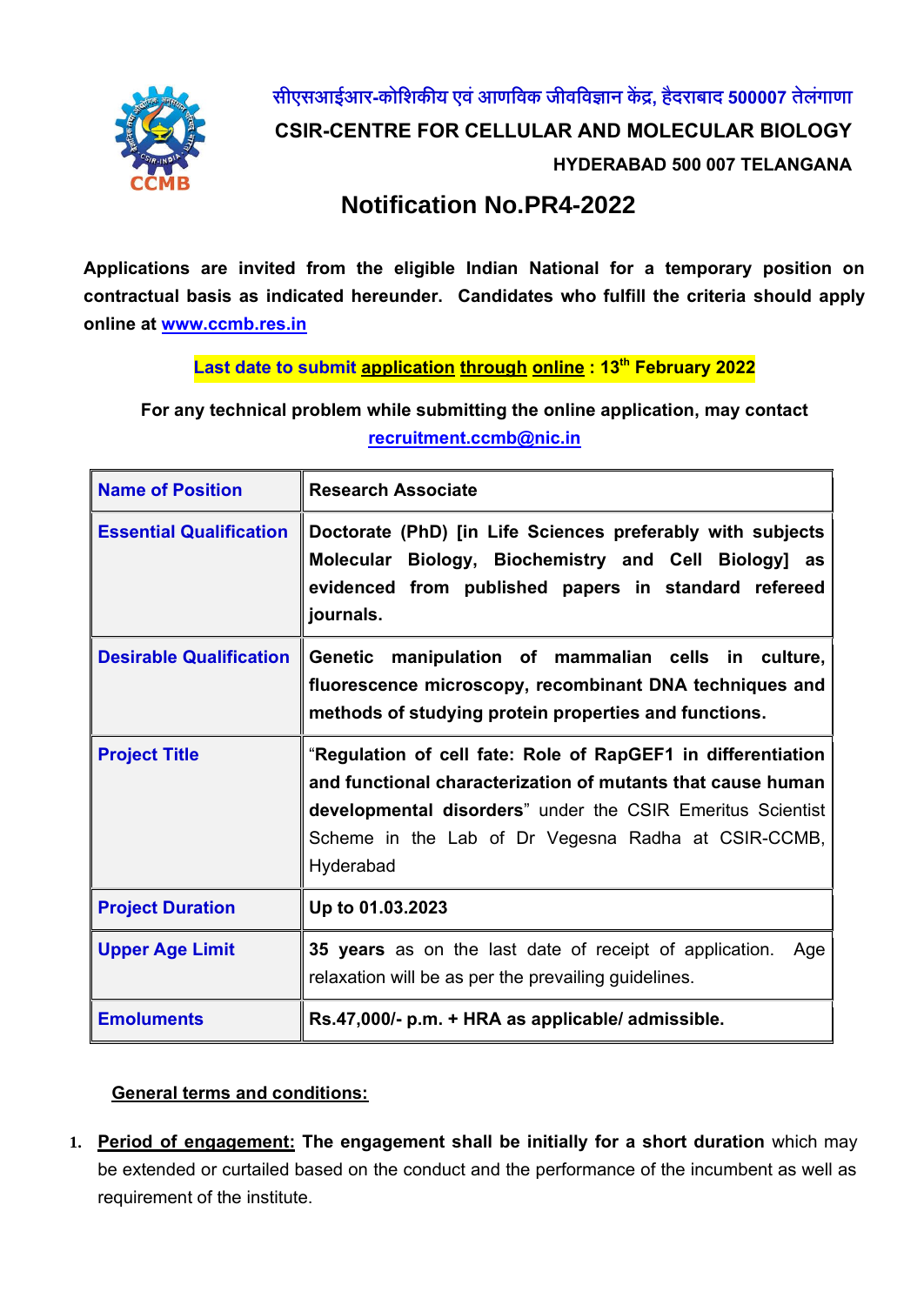सीएसआईआर-कोशिकीय एवं आणविक जीवविज्ञान केंद्र, हैदराबाद 500007 तेलंगाणा

**CSIR-CENTRE FOR CELLULAR AND MOLECULAR BIOLOGY**

**HYDERABAD 500 007 TELANGANA**

# Notification No.PR4-2022

**Applications are invited from the eligible Indian National for a temporary position on contractual basis as indicated hereunder. Candidates who fulfill the criteria should apply online at www.ccmb.res.in**

**Last date to submit application through online : 13th February 2022**

**For any technical problem while submitting the online application, may contact recruitment.ccmb@nic.in**

| | |
|---|---|
| **Name of Position** | **Research Associate** |
| **Essential Qualification** | **Doctorate (PhD) [in Life Sciences preferably with subjects Molecular Biology, Biochemistry and Cell Biology] as evidenced from published papers in standard refereed journals.** |
| **Desirable Qualification** | **Genetic manipulation of mammalian cells in culture, fluorescence microscopy, recombinant DNA techniques and methods of studying protein properties and functions.** |
| **Project Title** | "**Regulation of cell fate: Role of RapGEF1 in differentiation and functional characterization of mutants that cause human developmental disorders**" under the CSIR Emeritus Scientist Scheme in the Lab of Dr Vegesna Radha at CSIR-CCMB, Hyderabad |
| **Project Duration** | **Up to 01.03.2023** |
| **Upper Age Limit** | **35 years** as on the last date of receipt of application. Age relaxation will be as per the prevailing guidelines. |
| **Emoluments** | **Rs.47,000/- p.m. + HRA as applicable/ admissible.** |

**General terms and conditions:**

1. **Period of engagement: The engagement shall be initially for a short duration** which may be extended or curtailed based on the conduct and the performance of the incumbent as well as requirement of the institute.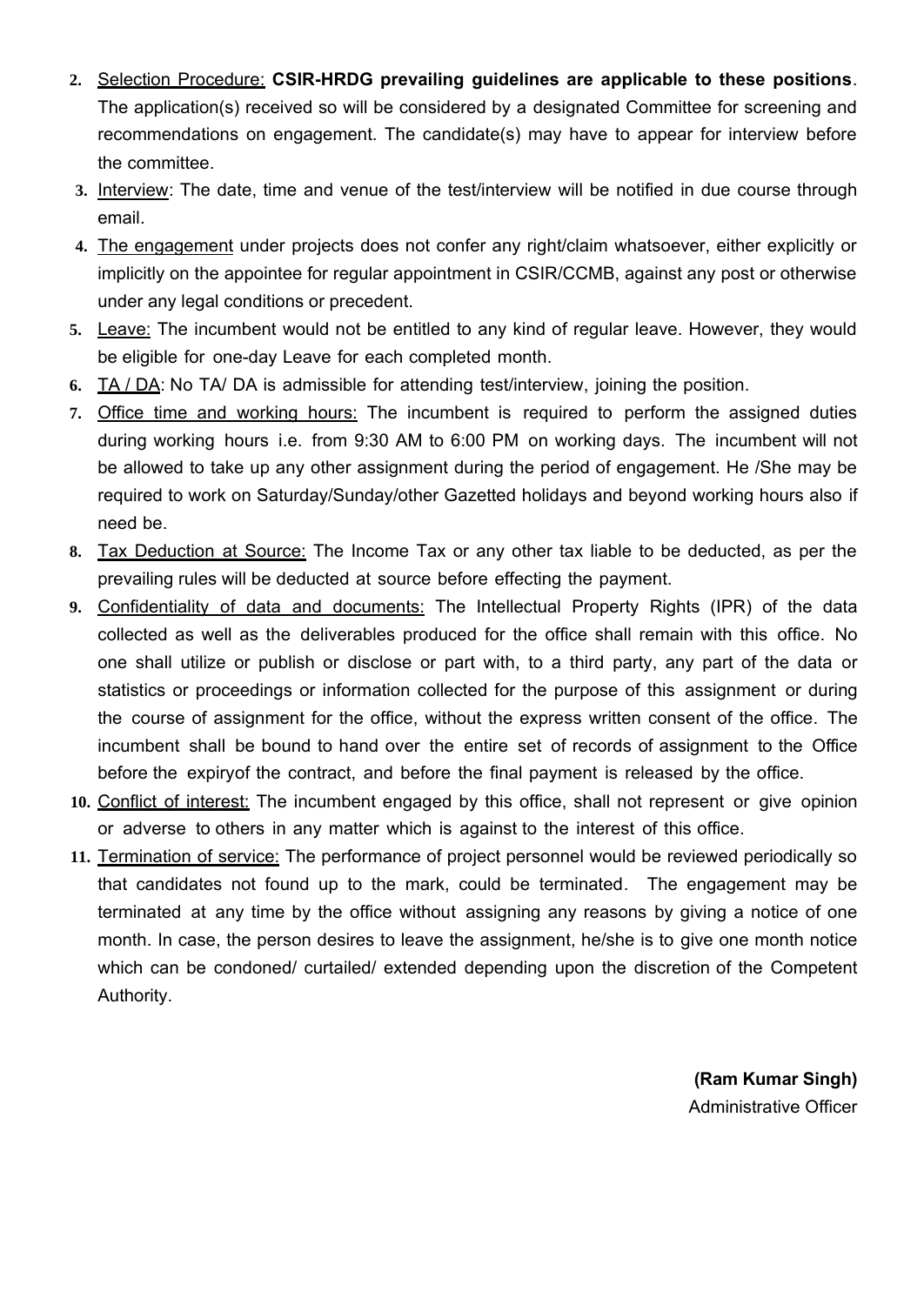2. Selection Procedure: **CSIR-HRDG prevailing guidelines are applicable to these positions**. The application(s) received so will be considered by a designated Committee for screening and recommendations on engagement. The candidate(s) may have to appear for interview before the committee.
3. Interview: The date, time and venue of the test/interview will be notified in due course through email.
4. The engagement under projects does not confer any right/claim whatsoever, either explicitly or implicitly on the appointee for regular appointment in CSIR/CCMB, against any post or otherwise under any legal conditions or precedent.
5. Leave: The incumbent would not be entitled to any kind of regular leave. However, they would be eligible for one-day Leave for each completed month.
6. TA / DA: No TA/ DA is admissible for attending test/interview, joining the position.
7. Office time and working hours: The incumbent is required to perform the assigned duties during working hours i.e. from 9:30 AM to 6:00 PM on working days. The incumbent will not be allowed to take up any other assignment during the period of engagement. He /She may be required to work on Saturday/Sunday/other Gazetted holidays and beyond working hours also if need be.
8. Tax Deduction at Source: The Income Tax or any other tax liable to be deducted, as per the prevailing rules will be deducted at source before effecting the payment.
9. Confidentiality of data and documents: The Intellectual Property Rights (IPR) of the data collected as well as the deliverables produced for the office shall remain with this office. No one shall utilize or publish or disclose or part with, to a third party, any part of the data or statistics or proceedings or information collected for the purpose of this assignment or during the course of assignment for the office, without the express written consent of the office. The incumbent shall be bound to hand over the entire set of records of assignment to the Office before the expiryof the contract, and before the final payment is released by the office.
10. Conflict of interest: The incumbent engaged by this office, shall not represent or give opinion or adverse to others in any matter which is against to the interest of this office.
11. Termination of service: The performance of project personnel would be reviewed periodically so that candidates not found up to the mark, could be terminated. The engagement may be terminated at any time by the office without assigning any reasons by giving a notice of one month. In case, the person desires to leave the assignment, he/she is to give one month notice which can be condoned/ curtailed/ extended depending upon the discretion of the Competent Authority.

**(Ram Kumar Singh)**
Administrative Officer